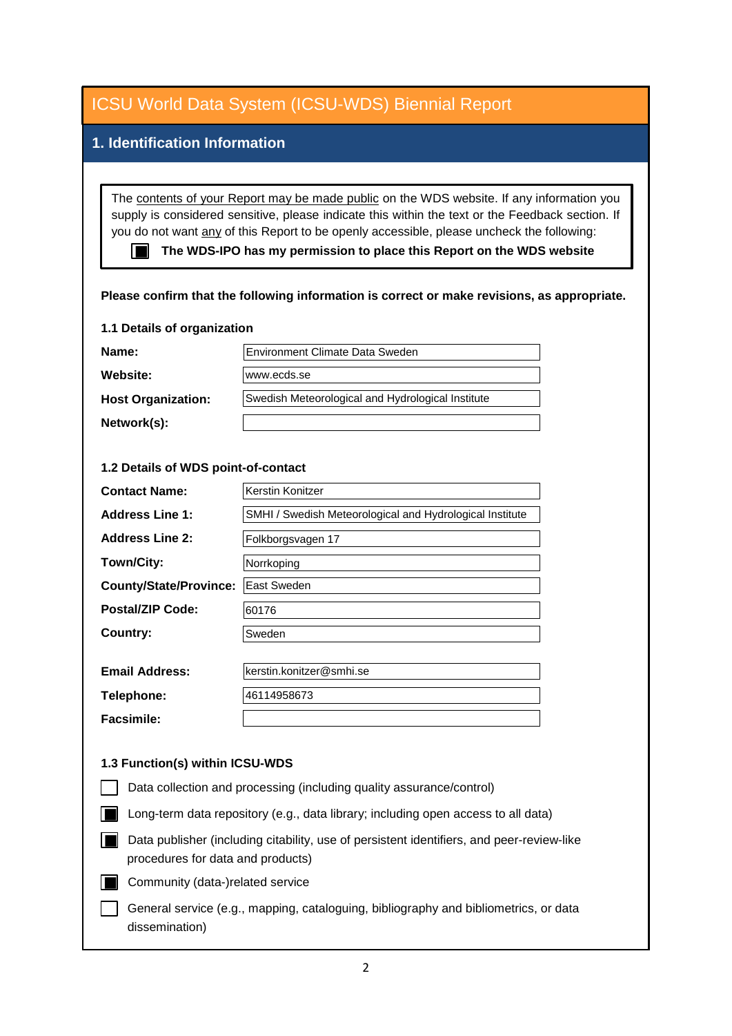# ICSU World Data System (ICSU-WDS) Biennial Report

## 1. Identification Information

The contents of your Report may be made public on the WDS website. If any information you supply is considered sensitive, please indicate this within the text or the Feedback section. If you do not want any of this Report to be openly accessible, please uncheck the following:

- [x] **The WDS-IPO has my permission to place this Report on the WDS website**

**Please confirm that the following information is correct or make revisions, as appropriate.**

### 1.1 Details of organization

| | |
|---|---|
| **Name:** | Environment Climate Data Sweden |
| **Website:** | www.ecds.se |
| **Host Organization:** | Swedish Meteorological and Hydrological Institute |
| **Network(s):** | |

### 1.2 Details of WDS point-of-contact

| | |
|---|---|
| **Contact Name:** | Kerstin Konitzer |
| **Address Line 1:** | SMHI / Swedish Meteorological and Hydrological Institute |
| **Address Line 2:** | Folkborgsvagen 17 |
| **Town/City:** | Norrkoping |
| **County/State/Province:** | East Sweden |
| **Postal/ZIP Code:** | 60176 |
| **Country:** | Sweden |
| **Email Address:** | kerstin.konitzer@smhi.se |
| **Telephone:** | 46114958673 |
| **Facsimile:** | |

### 1.3 Function(s) within ICSU-WDS

- [ ] Data collection and processing (including quality assurance/control)
- [x] Long-term data repository (e.g., data library; including open access to all data)
- [x] Data publisher (including citability, use of persistent identifiers, and peer-review-like procedures for data and products)
- [x] Community (data-)related service
- [ ] General service (e.g., mapping, cataloguing, bibliography and bibliometrics, or data dissemination)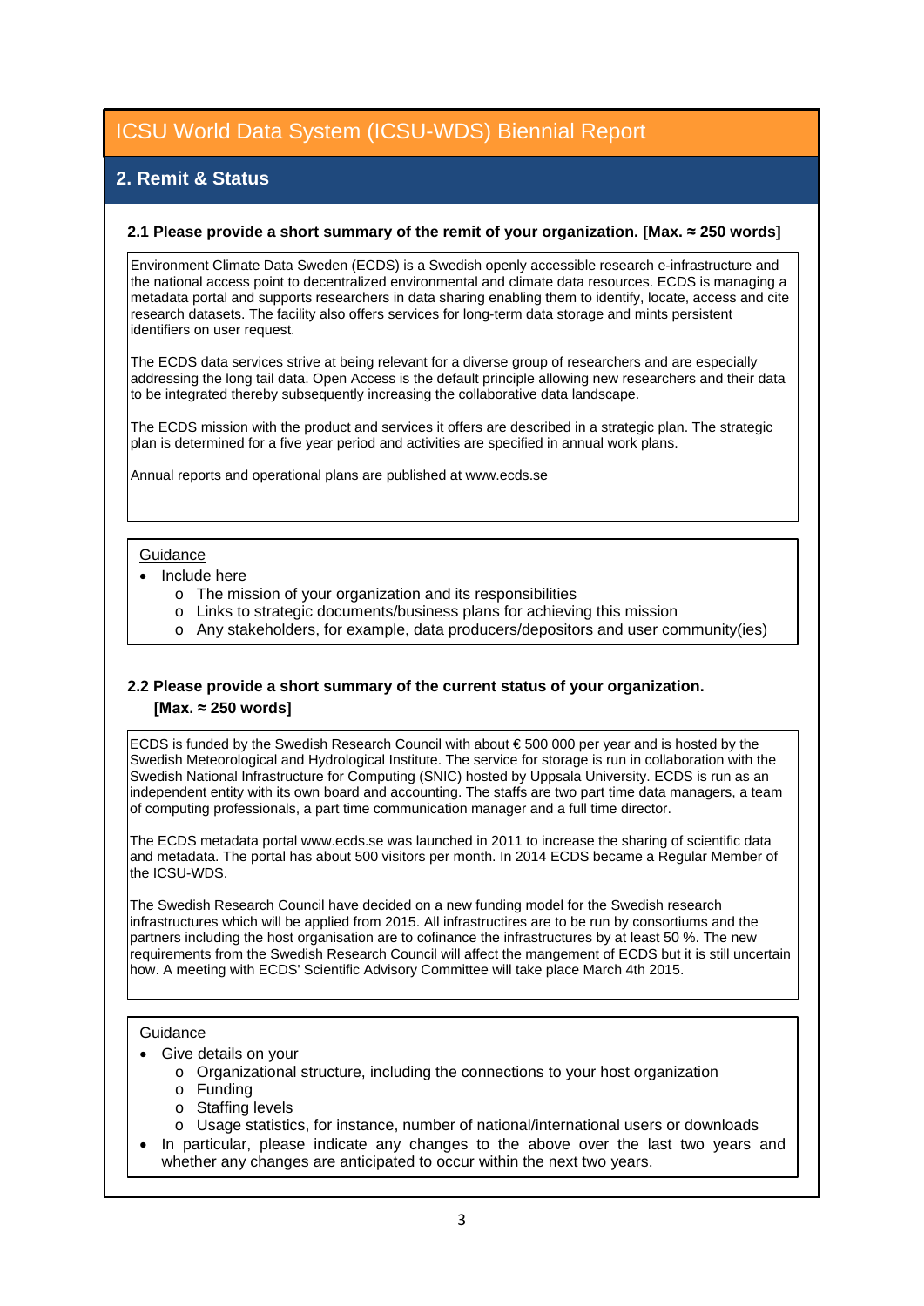# ICSU World Data System (ICSU-WDS) Biennial Report

## 2. Remit & Status

### 2.1 Please provide a short summary of the remit of your organization. [Max. ≈ 250 words]

Environment Climate Data Sweden (ECDS) is a Swedish openly accessible research e-infrastructure and the national access point to decentralized environmental and climate data resources. ECDS is managing a metadata portal and supports researchers in data sharing enabling them to identify, locate, access and cite research datasets. The facility also offers services for long-term data storage and mints persistent identifiers on user request.

The ECDS data services strive at being relevant for a diverse group of researchers and are especially addressing the long tail data. Open Access is the default principle allowing new researchers and their data to be integrated thereby subsequently increasing the collaborative data landscape.

The ECDS mission with the product and services it offers are described in a strategic plan. The strategic plan is determined for a five year period and activities are specified in annual work plans.

Annual reports and operational plans are published at www.ecds.se

Guidance

- Include here
  - The mission of your organization and its responsibilities
  - Links to strategic documents/business plans for achieving this mission
  - Any stakeholders, for example, data producers/depositors and user community(ies)

### 2.2 Please provide a short summary of the current status of your organization. [Max. ≈ 250 words]

ECDS is funded by the Swedish Research Council with about € 500 000 per year and is hosted by the Swedish Meteorological and Hydrological Institute. The service for storage is run in collaboration with the Swedish National Infrastructure for Computing (SNIC) hosted by Uppsala University. ECDS is run as an independent entity with its own board and accounting. The staffs are two part time data managers, a team of computing professionals, a part time communication manager and a full time director.

The ECDS metadata portal www.ecds.se was launched in 2011 to increase the sharing of scientific data and metadata. The portal has about 500 visitors per month. In 2014 ECDS became a Regular Member of the ICSU-WDS.

The Swedish Research Council have decided on a new funding model for the Swedish research infrastructures which will be applied from 2015. All infrastructires are to be run by consortiums and the partners including the host organisation are to cofinance the infrastructures by at least 50 %. The new requirements from the Swedish Research Council will affect the mangement of ECDS but it is still uncertain how. A meeting with ECDS' Scientific Advisory Committee will take place March 4th 2015.

Guidance

- Give details on your
  - Organizational structure, including the connections to your host organization
  - Funding
  - Staffing levels
  - Usage statistics, for instance, number of national/international users or downloads
- In particular, please indicate any changes to the above over the last two years and whether any changes are anticipated to occur within the next two years.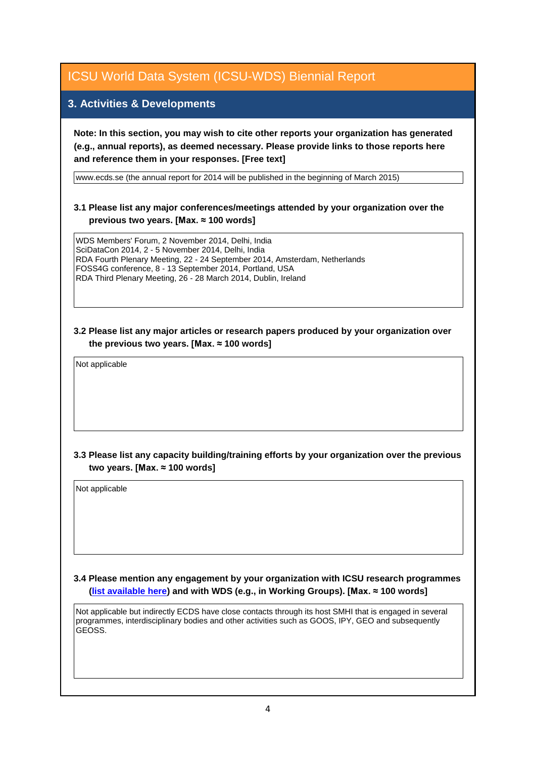# ICSU World Data System (ICSU-WDS) Biennial Report

## 3. Activities & Developments

**Note: In this section, you may wish to cite other reports your organization has generated (e.g., annual reports), as deemed necessary. Please provide links to those reports here and reference them in your responses. [Free text]**

www.ecds.se (the annual report for 2014 will be published in the beginning of March 2015)

### 3.1 Please list any major conferences/meetings attended by your organization over the previous two years. [Max. ≈ 100 words]

WDS Members' Forum, 2 November 2014, Delhi, India
SciDataCon 2014, 2 - 5 November 2014, Delhi, India
RDA Fourth Plenary Meeting, 22 - 24 September 2014, Amsterdam, Netherlands
FOSS4G conference, 8 - 13 September 2014, Portland, USA
RDA Third Plenary Meeting, 26 - 28 March 2014, Dublin, Ireland

### 3.2 Please list any major articles or research papers produced by your organization over the previous two years. [Max. ≈ 100 words]

Not applicable

### 3.3 Please list any capacity building/training efforts by your organization over the previous two years. [Max. ≈ 100 words]

Not applicable

### 3.4 Please mention any engagement by your organization with ICSU research programmes (list available here) and with WDS (e.g., in Working Groups). [Max. ≈ 100 words]

Not applicable but indirectly ECDS have close contacts through its host SMHI that is engaged in several programmes, interdisciplinary bodies and other activities such as GOOS, IPY, GEO and subsequently GEOSS.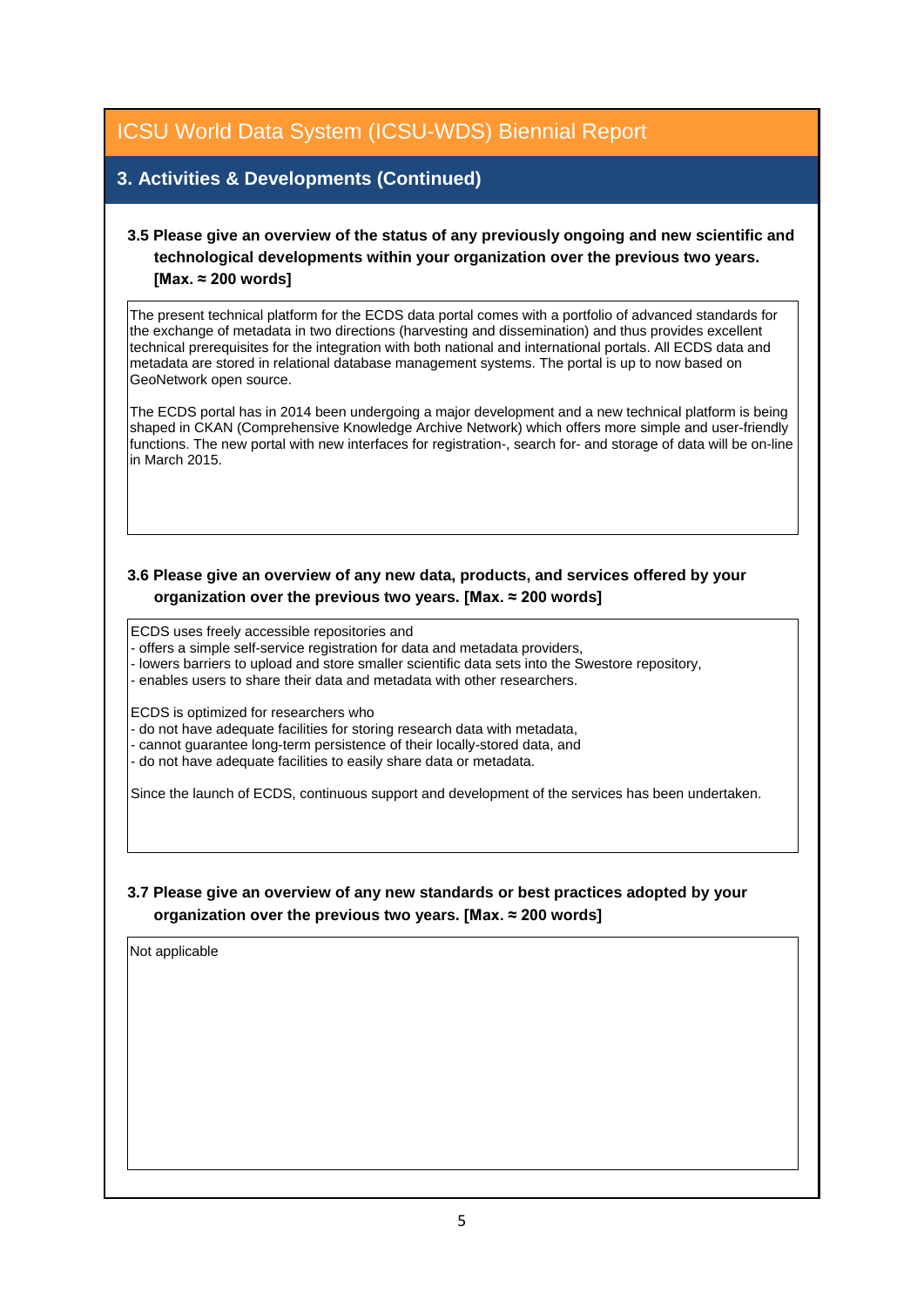# ICSU World Data System (ICSU-WDS) Biennial Report

## 3. Activities & Developments (Continued)

### 3.5 Please give an overview of the status of any previously ongoing and new scientific and technological developments within your organization over the previous two years. [Max. ≈ 200 words]

The present technical platform for the ECDS data portal comes with a portfolio of advanced standards for the exchange of metadata in two directions (harvesting and dissemination) and thus provides excellent technical prerequisites for the integration with both national and international portals. All ECDS data and metadata are stored in relational database management systems. The portal is up to now based on GeoNetwork open source.

The ECDS portal has in 2014 been undergoing a major development and a new technical platform is being shaped in CKAN (Comprehensive Knowledge Archive Network) which offers more simple and user-friendly functions. The new portal with new interfaces for registration-, search for- and storage of data will be on-line in March 2015.

### 3.6 Please give an overview of any new data, products, and services offered by your organization over the previous two years. [Max. ≈ 200 words]

ECDS uses freely accessible repositories and
- offers a simple self-service registration for data and metadata providers,
- lowers barriers to upload and store smaller scientific data sets into the Swestore repository,
- enables users to share their data and metadata with other researchers.

ECDS is optimized for researchers who
- do not have adequate facilities for storing research data with metadata,
- cannot guarantee long-term persistence of their locally-stored data, and
- do not have adequate facilities to easily share data or metadata.

Since the launch of ECDS, continuous support and development of the services has been undertaken.

### 3.7 Please give an overview of any new standards or best practices adopted by your organization over the previous two years. [Max. ≈ 200 words]

Not applicable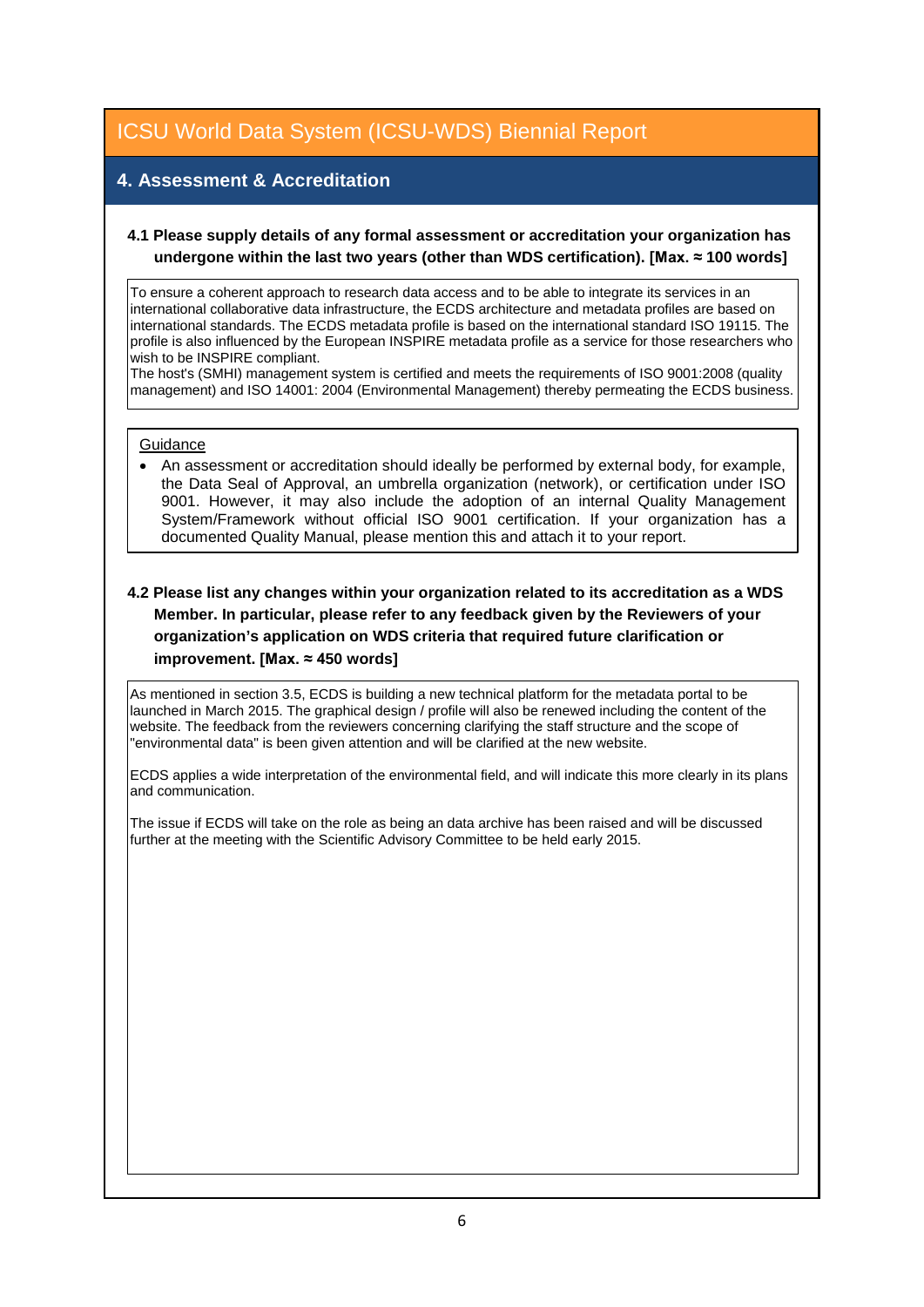# ICSU World Data System (ICSU-WDS) Biennial Report

## 4. Assessment & Accreditation

**4.1 Please supply details of any formal assessment or accreditation your organization has undergone within the last two years (other than WDS certification). [Max. ≈ 100 words]**

To ensure a coherent approach to research data access and to be able to integrate its services in an international collaborative data infrastructure, the ECDS architecture and metadata profiles are based on international standards. The ECDS metadata profile is based on the international standard ISO 19115. The profile is also influenced by the European INSPIRE metadata profile as a service for those researchers who wish to be INSPIRE compliant.
The host's (SMHI) management system is certified and meets the requirements of ISO 9001:2008 (quality management) and ISO 14001: 2004 (Environmental Management) thereby permeating the ECDS business.

Guidance

- An assessment or accreditation should ideally be performed by external body, for example, the Data Seal of Approval, an umbrella organization (network), or certification under ISO 9001. However, it may also include the adoption of an internal Quality Management System/Framework without official ISO 9001 certification. If your organization has a documented Quality Manual, please mention this and attach it to your report.

**4.2 Please list any changes within your organization related to its accreditation as a WDS Member. In particular, please refer to any feedback given by the Reviewers of your organization's application on WDS criteria that required future clarification or improvement. [Max. ≈ 450 words]**

As mentioned in section 3.5, ECDS is building a new technical platform for the metadata portal to be launched in March 2015. The graphical design / profile will also be renewed including the content of the website. The feedback from the reviewers concerning clarifying the staff structure and the scope of "environmental data" is been given attention and will be clarified at the new website.

ECDS applies a wide interpretation of the environmental field, and will indicate this more clearly in its plans and communication.

The issue if ECDS will take on the role as being an data archive has been raised and will be discussed further at the meeting with the Scientific Advisory Committee to be held early 2015.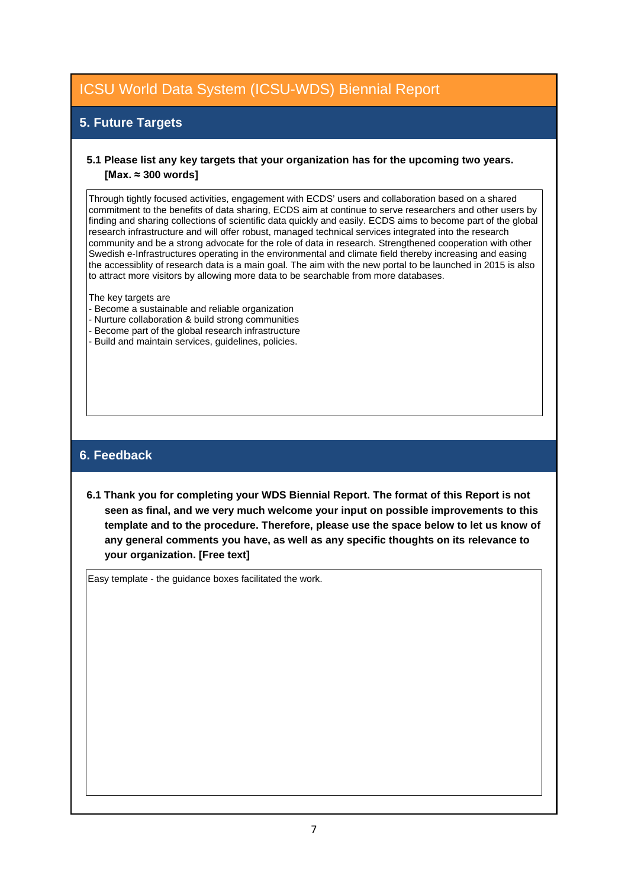# ICSU World Data System (ICSU-WDS) Biennial Report

## 5. Future Targets

**5.1 Please list any key targets that your organization has for the upcoming two years. [Max. ≈ 300 words]**

Through tightly focused activities, engagement with ECDS' users and collaboration based on a shared commitment to the benefits of data sharing, ECDS aim at continue to serve researchers and other users by finding and sharing collections of scientific data quickly and easily. ECDS aims to become part of the global research infrastructure and will offer robust, managed technical services integrated into the research community and be a strong advocate for the role of data in research. Strengthened cooperation with other Swedish e-Infrastructures operating in the environmental and climate field thereby increasing and easing the accessiblity of research data is a main goal. The aim with the new portal to be launched in 2015 is also to attract more visitors by allowing more data to be searchable from more databases.

The key targets are
- Become a sustainable and reliable organization
- Nurture collaboration & build strong communities
- Become part of the global research infrastructure
- Build and maintain services, guidelines, policies.

## 6. Feedback

**6.1 Thank you for completing your WDS Biennial Report. The format of this Report is not seen as final, and we very much welcome your input on possible improvements to this template and to the procedure. Therefore, please use the space below to let us know of any general comments you have, as well as any specific thoughts on its relevance to your organization. [Free text]**

Easy template - the guidance boxes facilitated the work.